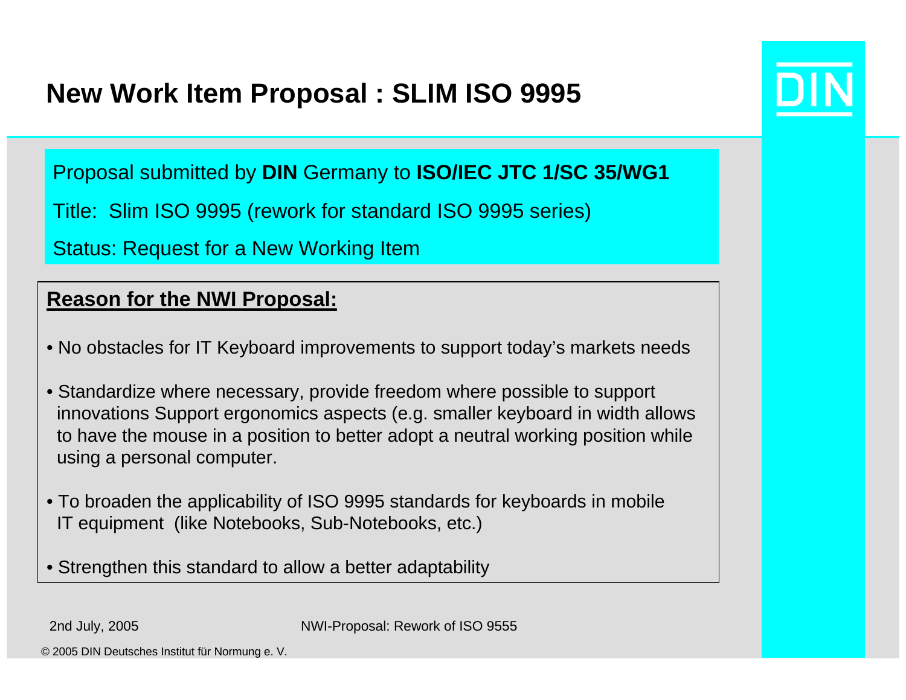# New Work Item Proposal : SLIM ISO 9995

Proposal submitted by **DIN** Germany to **ISO/IEC JTC 1/SC 35/WG1**

Title: Slim ISO 9995 (rework for standard ISO 9995 series)

Status: Request for a New Working Item

## Reason for the NWI Proposal:

- No obstacles for IT Keyboard improvements to support today's markets needs
- Standardize where necessary, provide freedom where possible to support innovations Support ergonomics aspects (e.g. smaller keyboard in width allows to have the mouse in a position to better adopt a neutral working position while using a personal computer.
- To broaden the applicability of ISO 9995 standards for keyboards in mobile IT equipment (like Notebooks, Sub-Notebooks, etc.)
- Strengthen this standard to allow a better adaptability

2nd July, 2005

NWI-Proposal: Rework of ISO 9555

© 2005 DIN Deutsches Institut für Normung e. V.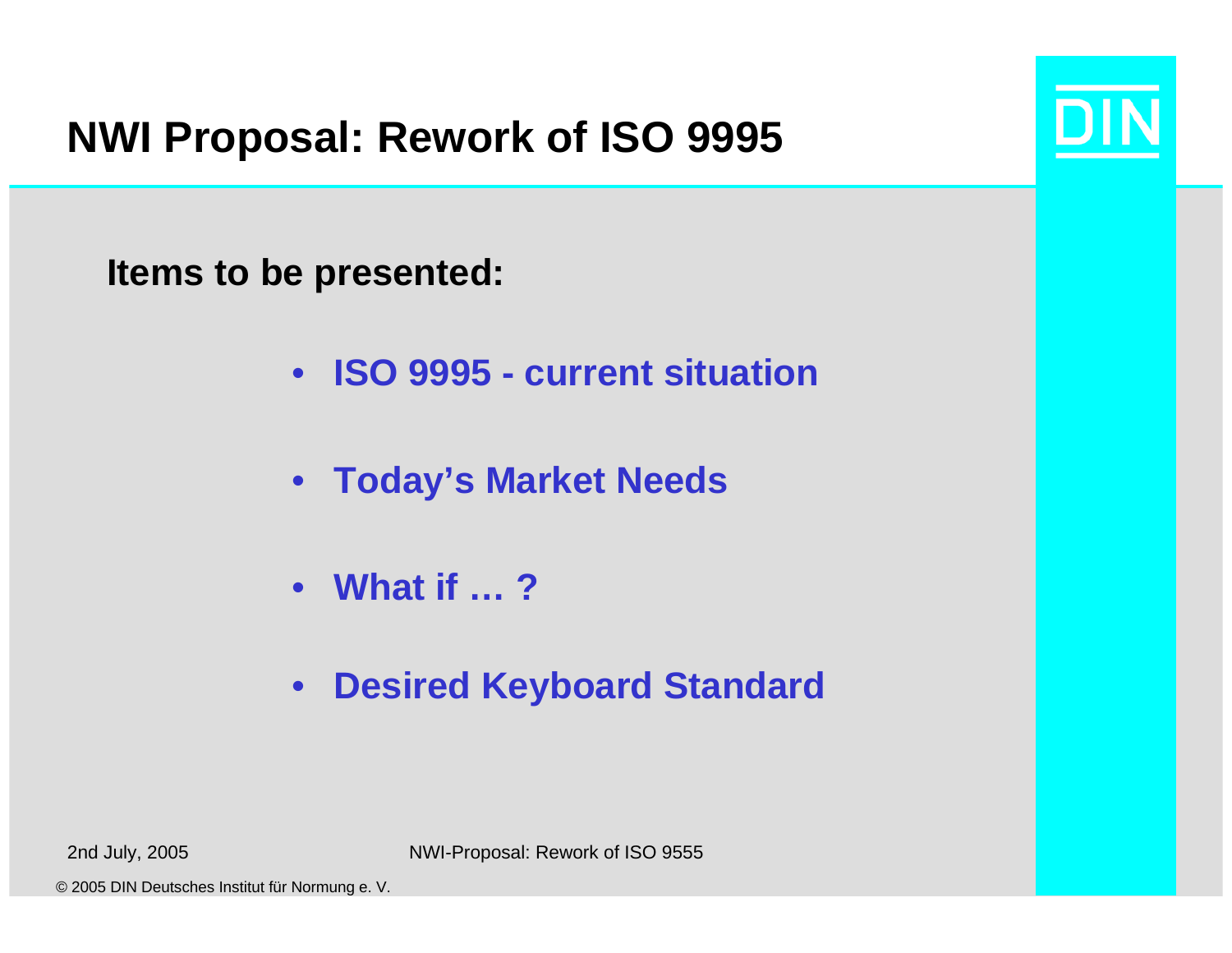# NWI Proposal: Rework of ISO 9995

**Items to be presented:**

- **ISO 9995 - current situation**
- **Today's Market Needs**
- **What if … ?**
- **Desired Keyboard Standard**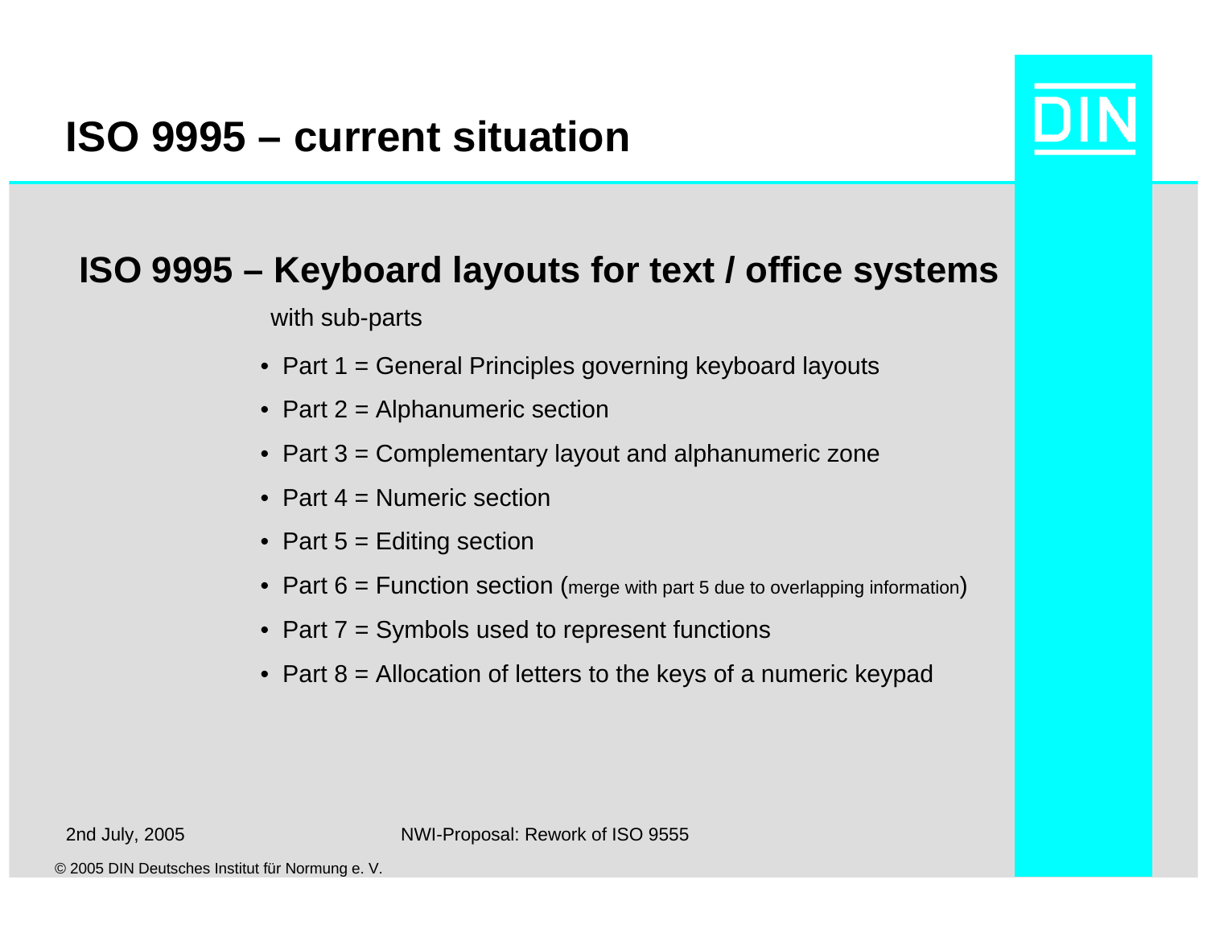# ISO 9995 – current situation

## ISO 9995 – Keyboard layouts for text / office systems

with sub-parts

- Part 1 = General Principles governing keyboard layouts
- Part 2 = Alphanumeric section
- Part 3 = Complementary layout and alphanumeric zone
- Part 4 = Numeric section
- Part 5 = Editing section
- Part 6 = Function section (merge with part 5 due to overlapping information)
- Part 7 = Symbols used to represent functions
- Part 8 = Allocation of letters to the keys of a numeric keypad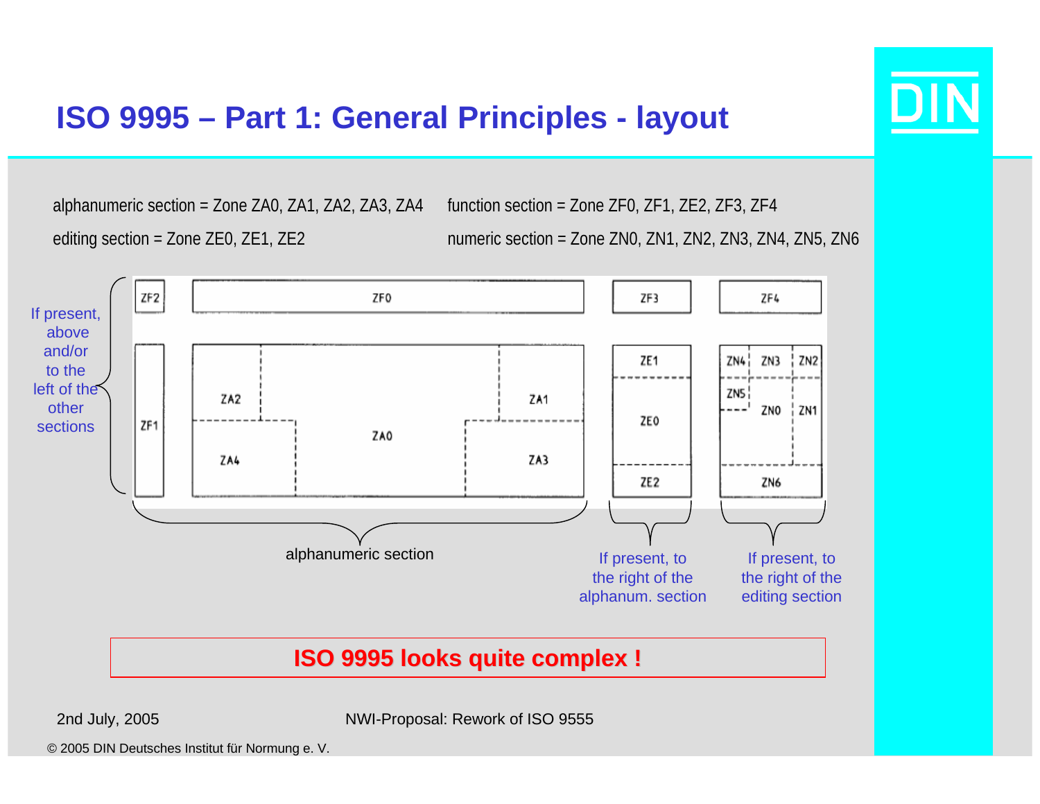# ISO 9995 – Part 1: General Principles - layout

alphanumeric section = Zone ZA0, ZA1, ZA2, ZA3, ZA4

editing section = Zone ZE0, ZE1, ZE2

function section = Zone ZF0, ZF1, ZE2, ZF3, ZF4

numeric section = Zone ZN0, ZN1, ZN2, ZN3, ZN4, ZN5, ZN6

If present, above and/or to the left of the other sections

ZF2 ZF0 ZF3 ZF4

ZF1 ZA2 ZA1 ZA0 ZA4 ZA3

ZE1 ZE0 ZE2

ZN4 ZN3 ZN2 ZN5 ZN0 ZN1 ZN6

alphanumeric section

If present, to the right of the alphanum. section

If present, to the right of the editing section

**ISO 9995 looks quite complex !**

2nd July, 2005

NWI-Proposal: Rework of ISO 9555

© 2005 DIN Deutsches Institut für Normung e. V.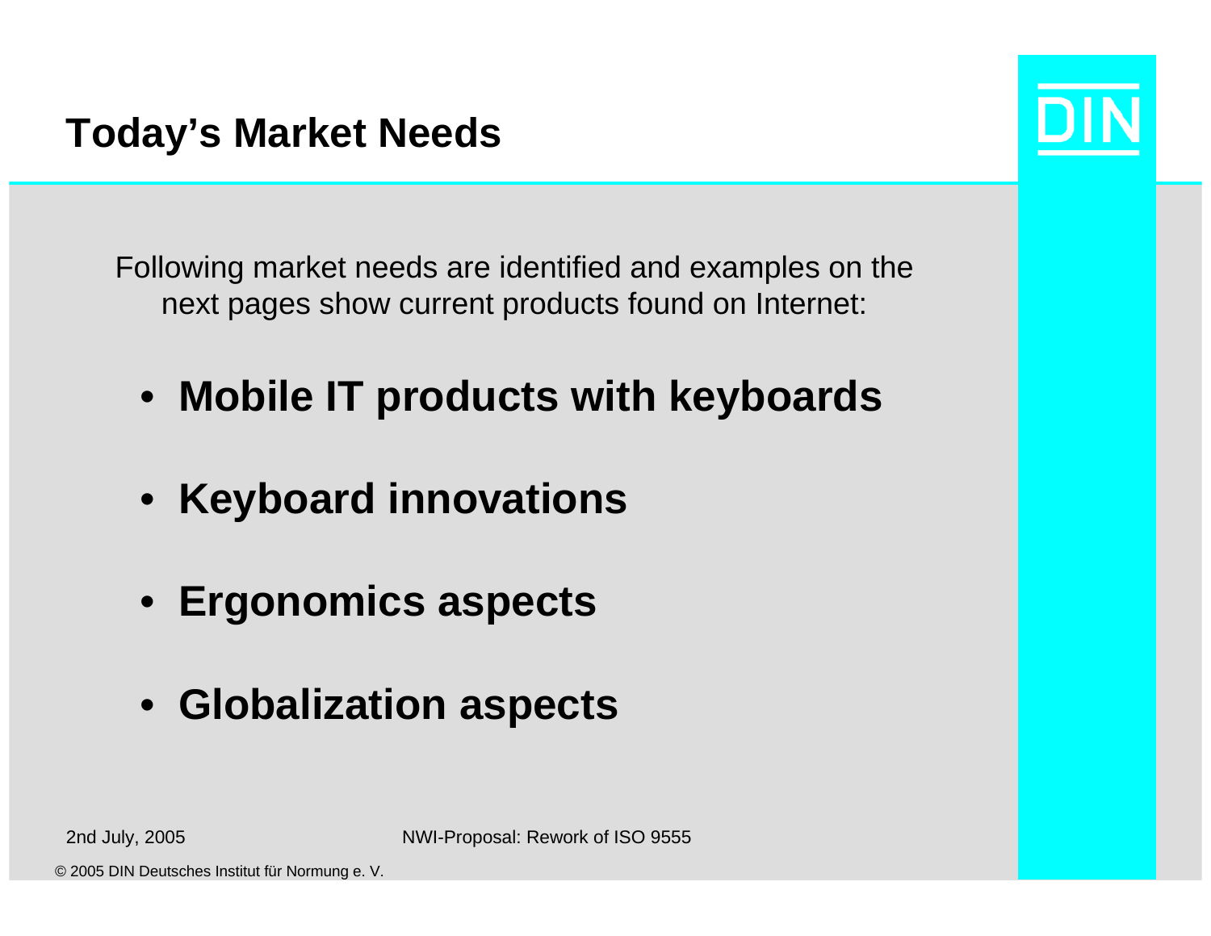# Today's Market Needs

Following market needs are identified and examples on the next pages show current products found on Internet:

- **Mobile IT products with keyboards**
- **Keyboard innovations**
- **Ergonomics aspects**
- **Globalization aspects**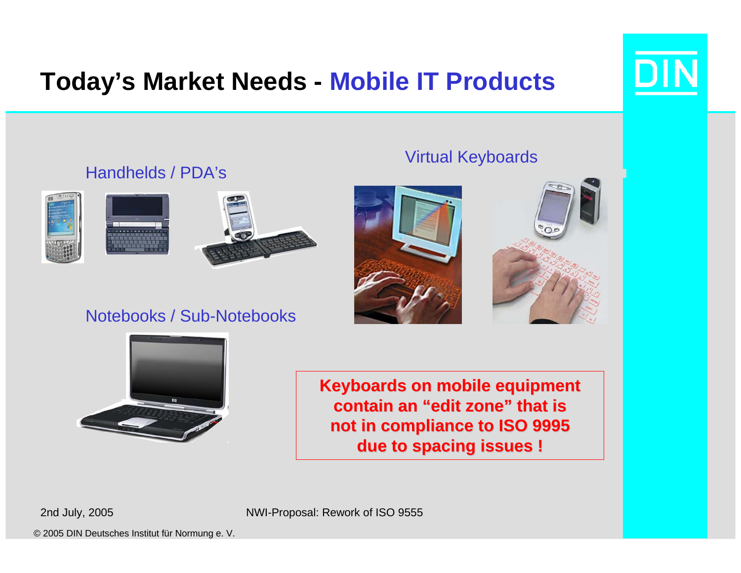# Today's Market Needs - Mobile IT Products

Handhelds / PDA's

Virtual Keyboards

Notebooks / Sub-Notebooks

**Keyboards on mobile equipment contain an "edit zone" that is not in compliance to ISO 9995 due to spacing issues !**

2nd July, 2005

NWI-Proposal: Rework of ISO 9555

© 2005 DIN Deutsches Institut für Normung e. V.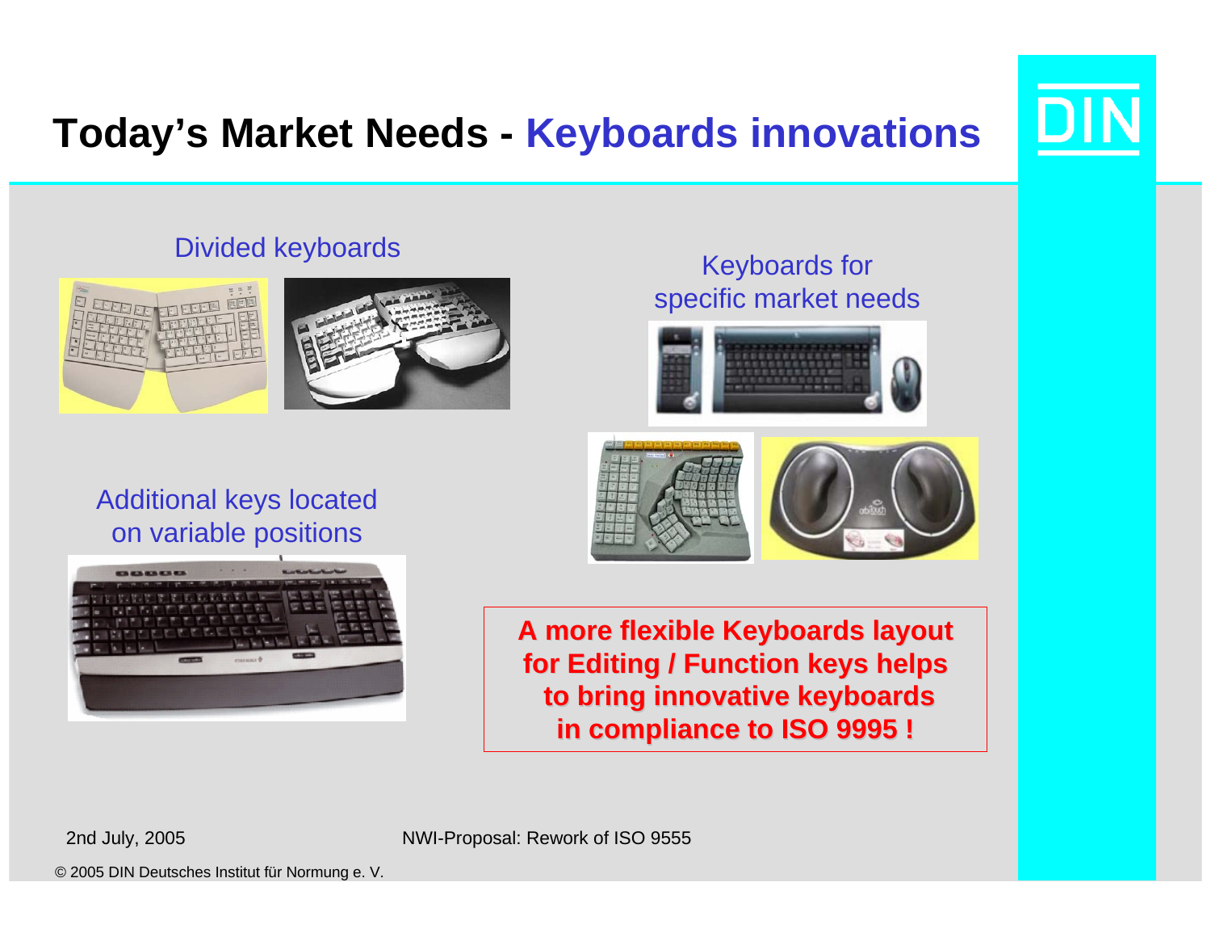# Today's Market Needs - Keyboards innovations

Divided keyboards

Keyboards for specific market needs

Additional keys located on variable positions

**A more flexible Keyboards layout for Editing / Function keys helps to bring innovative keyboards in compliance to ISO 9995 !**

2nd July, 2005

NWI-Proposal: Rework of ISO 9555

© 2005 DIN Deutsches Institut für Normung e. V.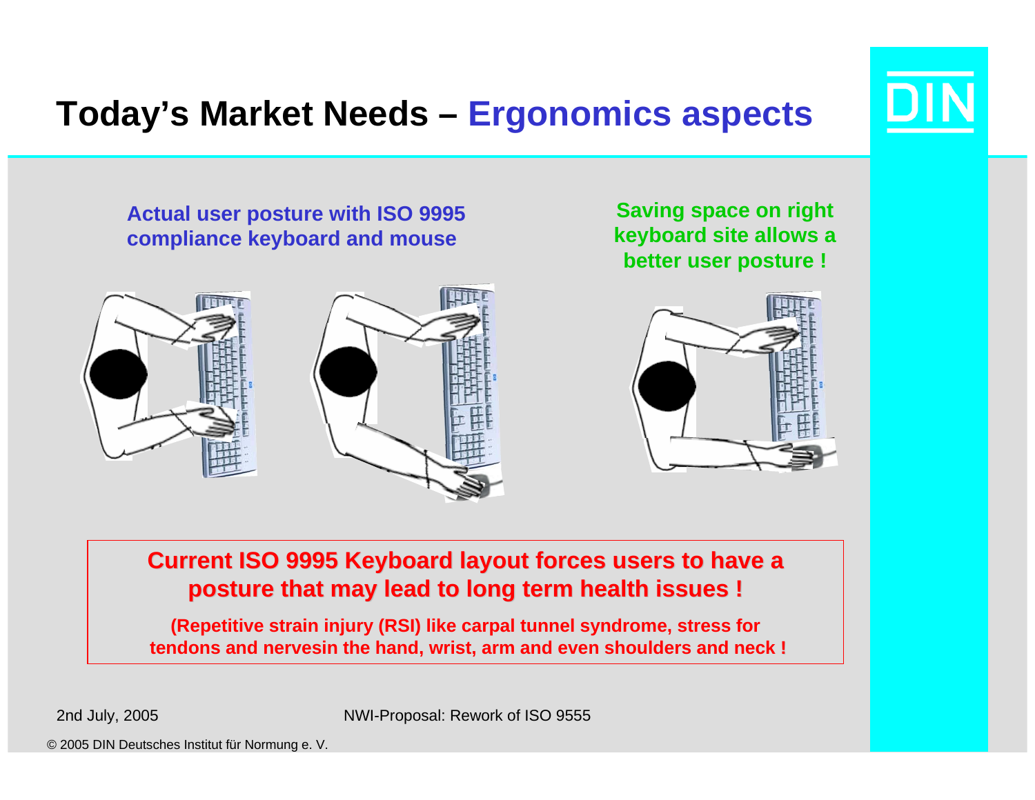# Today's Market Needs – Ergonomics aspects

**Actual user posture with ISO 9995 compliance keyboard and mouse**

**Saving space on right keyboard site allows a better user posture !**

**Current ISO 9995 Keyboard layout forces users to have a posture that may lead to long term health issues !**

**(Repetitive strain injury (RSI) like carpal tunnel syndrome, stress for tendons and nervesin the hand, wrist, arm and even shoulders and neck !**

2nd July, 2005

NWI-Proposal: Rework of ISO 9555

© 2005 DIN Deutsches Institut für Normung e. V.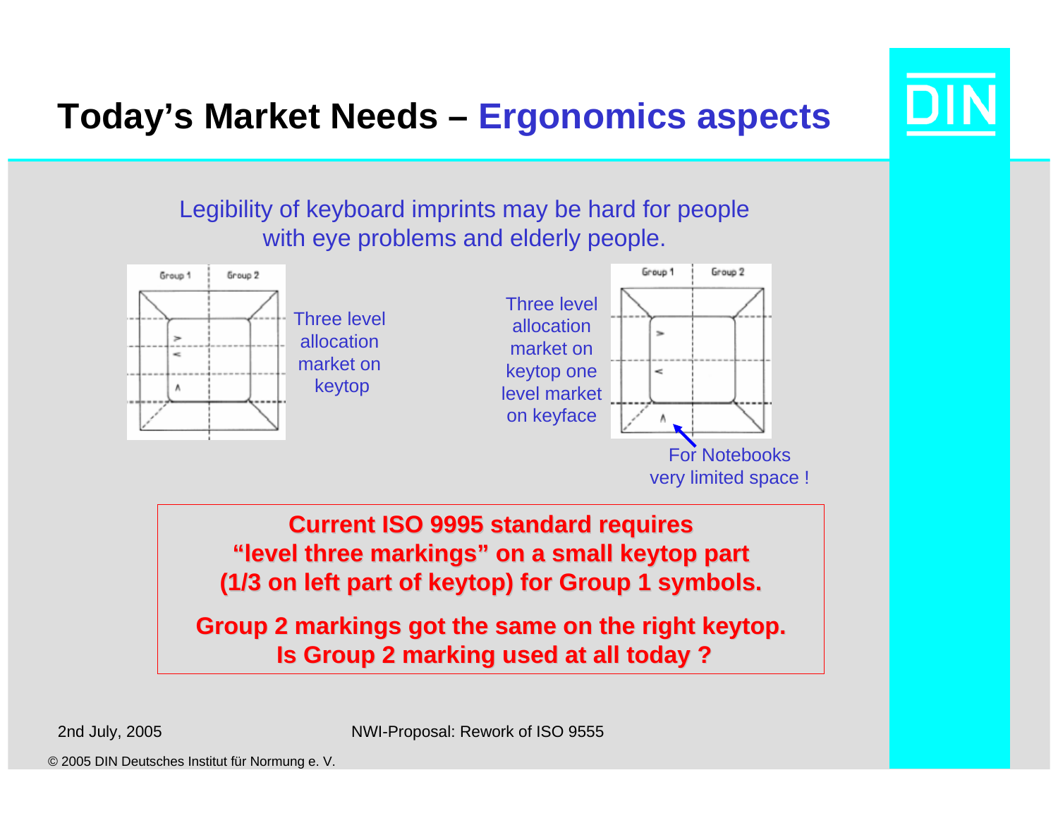# Today's Market Needs – Ergonomics aspects

Legibility of keyboard imprints may be hard for people with eye problems and elderly people.

Three level allocation market on keytop

Three level allocation market on keytop one level market on keyface

For Notebooks very limited space !

**Current ISO 9995 standard requires "level three markings" on a small keytop part (1/3 on left part of keytop) for Group 1 symbols.**

**Group 2 markings got the same on the right keytop. Is Group 2 marking used at all today ?**

2nd July, 2005

NWI-Proposal: Rework of ISO 9555

© 2005 DIN Deutsches Institut für Normung e. V.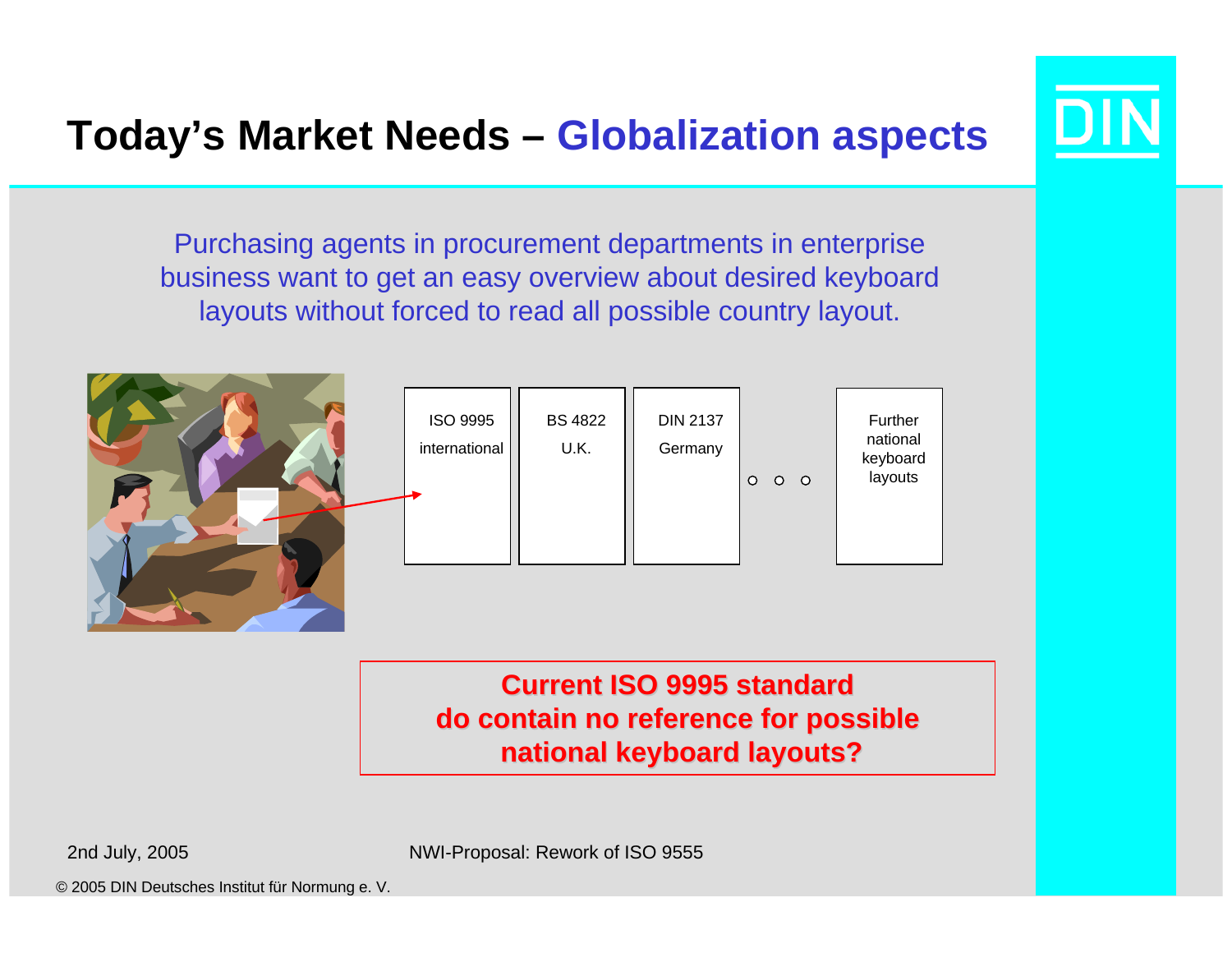# Today's Market Needs – Globalization aspects

Purchasing agents in procurement departments in enterprise business want to get an easy overview about desired keyboard layouts without forced to read all possible country layout.

| ISO 9995 international | BS 4822 U.K. | DIN 2137 Germany | ○ ○ ○ | Further national keyboard layouts |
|---|---|---|---|---|

**Current ISO 9995 standard do contain no reference for possible national keyboard layouts?**

2nd July, 2005

NWI-Proposal: Rework of ISO 9555

© 2005 DIN Deutsches Institut für Normung e. V.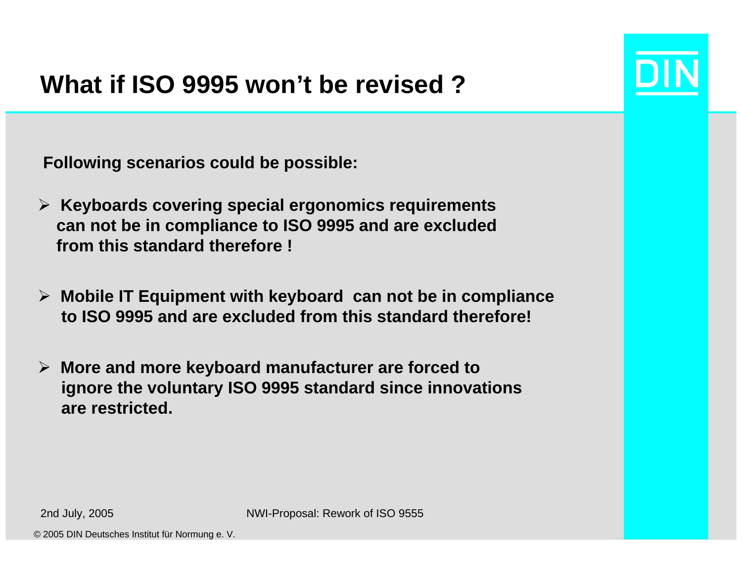# What if ISO 9995 won't be revised ?

**Following scenarios could be possible:**

- **Keyboards covering special ergonomics requirements can not be in compliance to ISO 9995 and are excluded from this standard therefore !**
- **Mobile IT Equipment with keyboard can not be in compliance to ISO 9995 and are excluded from this standard therefore!**
- **More and more keyboard manufacturer are forced to ignore the voluntary ISO 9995 standard since innovations are restricted.**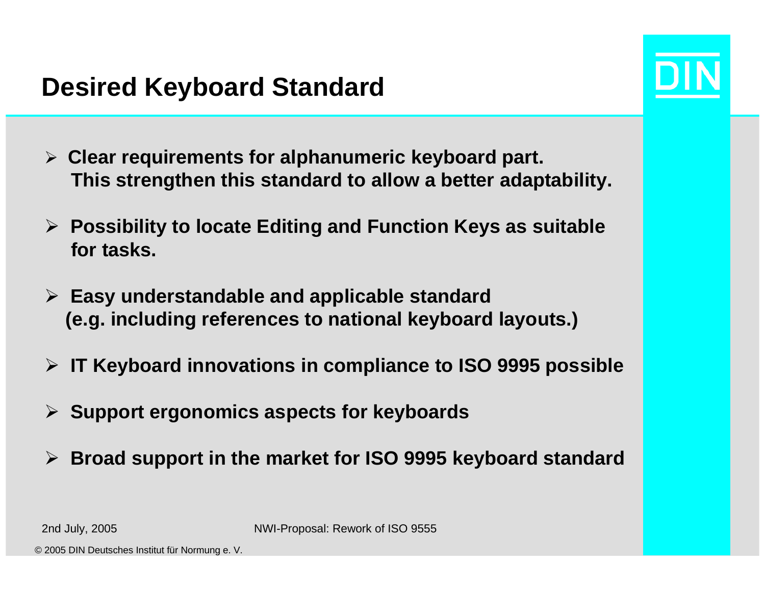# Desired Keyboard Standard

- **Clear requirements for alphanumeric keyboard part. This strengthen this standard to allow a better adaptability.**
- **Possibility to locate Editing and Function Keys as suitable for tasks.**
- **Easy understandable and applicable standard (e.g. including references to national keyboard layouts.)**
- **IT Keyboard innovations in compliance to ISO 9995 possible**
- **Support ergonomics aspects for keyboards**
- **Broad support in the market for ISO 9995 keyboard standard**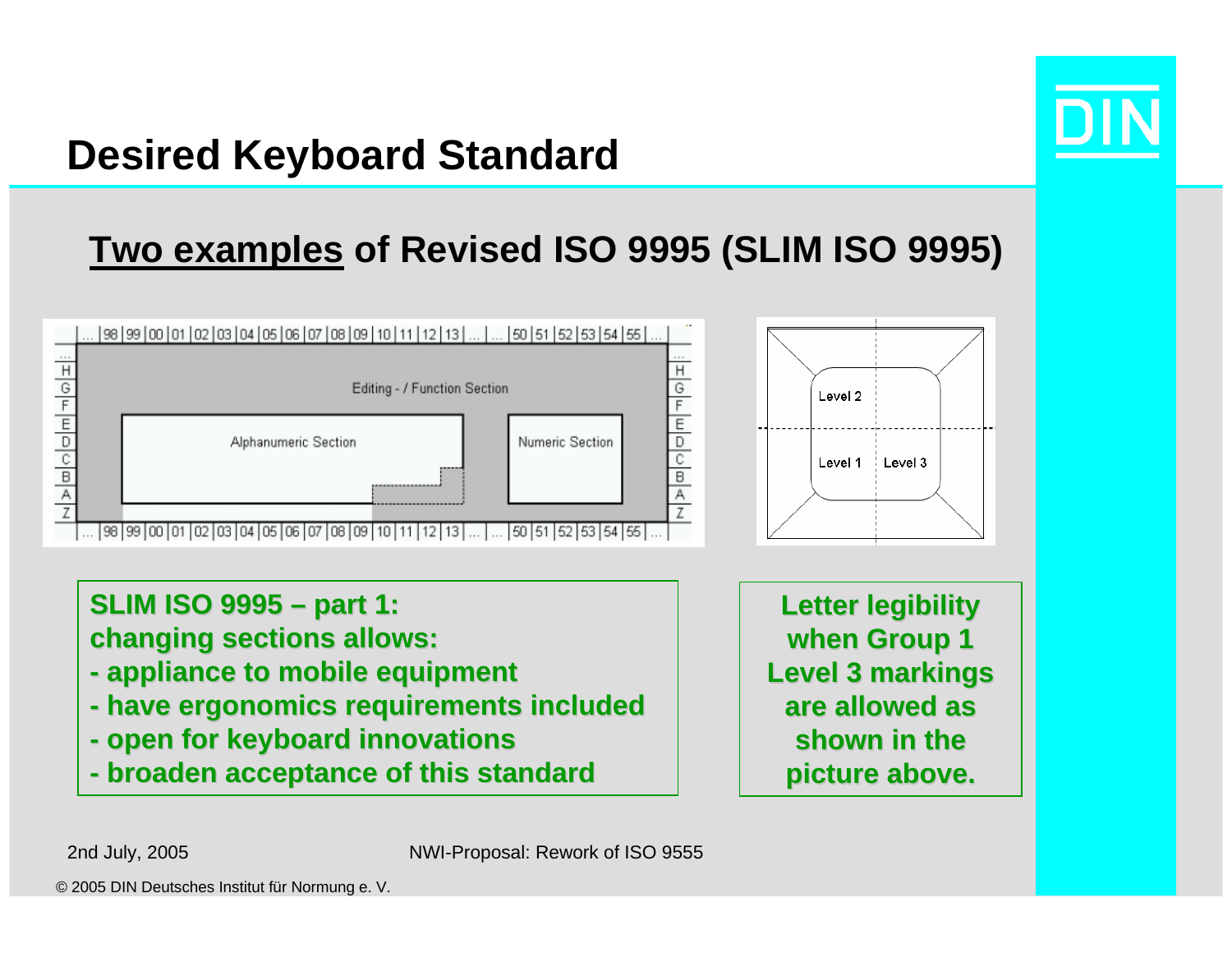# Desired Keyboard Standard

## <u>Two examples</u> of Revised ISO 9995 (SLIM ISO 9995)

... 98 99 00 01 02 03 04 05 06 07 08 09 10 11 12 13 ... ... 50 51 52 53 54 55 ...

H G F E D C B A Z

Editing - / Function Section

Alphanumeric Section

Numeric Section

Level 2

Level 1

Level 3

**SLIM ISO 9995 – part 1:**
**changing sections allows:**
- **appliance to mobile equipment**
- **have ergonomics requirements included**
- **open for keyboard innovations**
- **broaden acceptance of this standard**

**Letter legibility when Group 1 Level 3 markings are allowed as shown in the picture above.**

2nd July, 2005

NWI-Proposal: Rework of ISO 9555

© 2005 DIN Deutsches Institut für Normung e. V.